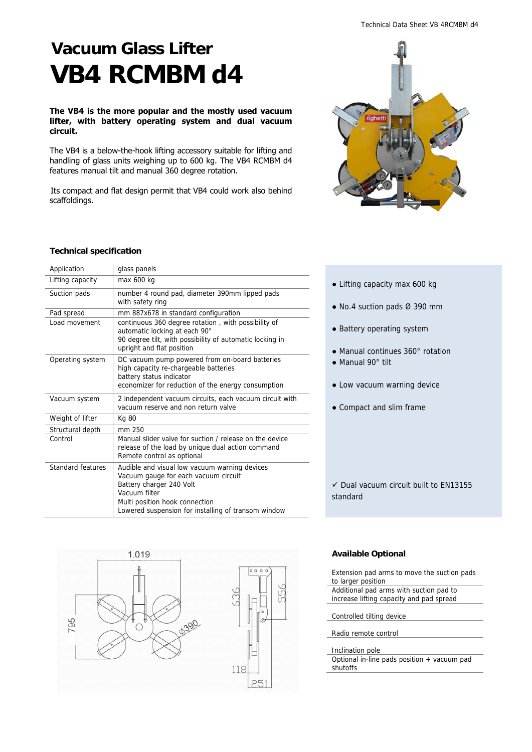# Vacuum Glass Lifter

# VB4 RCMBM d4

**The VB4 is the more popular and the mostly used vacuum lifter, with battery operating system and dual vacuum circuit.**

The VB4 is a below-the-hook lifting accessory suitable for lifting and handling of glass units weighing up to 600 kg. The VB4 RCMBM d4 features manual tilt and manual 360 degree rotation.

Its compact and flat design permit that VB4 could work also behind scaffoldings.

### Technical specification

| Application | glass panels |
|---|---|
| Lifting capacity | max 600 kg |
| Suction pads | number 4 round pad, diameter 390mm lipped pads with safety ring |
| Pad spread | mm 887x678 in standard configuration |
| Load movement | continuous 360 degree rotation , with possibility of automatic locking at each 90°<br>90 degree tilt, with possibility of automatic locking in upright and flat position |
| Operating system | DC vacuum pump powered from on-board batteries<br>high capacity re-chargeable batteries<br>battery status indicator<br>economizer for reduction of the energy consumption |
| Vacuum system | 2 independent vacuum circuits, each vacuum circuit with vacuum reserve and non return valve |
| Weight of lifter | Kg 80 |
| Structural depth | mm 250 |
| Control | Manual slider valve for suction / release on the device<br>release of the load by unique dual action command<br>Remote control as optional |
| Standard features | Audible and visual low vacuum warning devices<br>Vacuum gauge for each vacuum circuit<br>Battery charger 240 Volt<br>Vacuum filter<br>Multi position hook connection<br>Lowered suspension for installing of transom window |

- Lifting capacity max 600 kg
- No.4 suction pads Ø 390 mm
- Battery operating system
- Manual continues 360° rotation
- Manual 90° tilt
- Low vacuum warning device
- Compact and slim frame

✓ Dual vacuum circuit built to EN13155 standard

### Available Optional

- Extension pad arms to move the suction pads to larger position
- Additional pad arms with suction pad to increase lifting capacity and pad spread
- Controlled tilting device
- Radio remote control
- Inclination pole
- Optional in-line pads position + vacuum pad shutoffs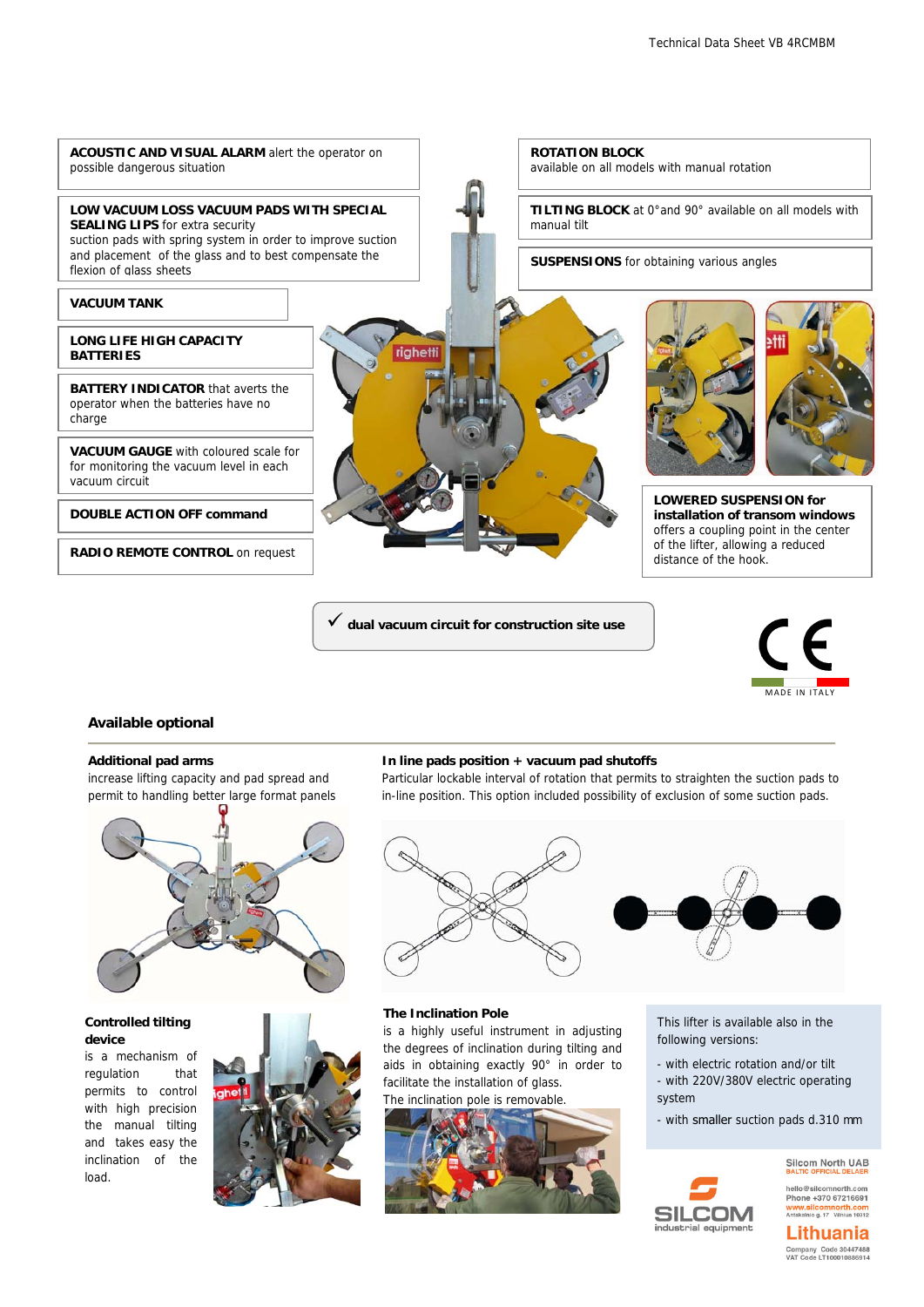**ACOUSTIC AND VISUAL ALARM** alert the operator on possible dangerous situation

**LOW VACUUM LOSS VACUUM PADS WITH SPECIAL SEALING LIPS** for extra security
suction pads with spring system in order to improve suction and placement of the glass and to best compensate the flexion of glass sheets

**VACUUM TANK**

**LONG LIFE HIGH CAPACITY BATTERIES**

**BATTERY INDICATOR** that averts the operator when the batteries have no charge

**VACUUM GAUGE** with coloured scale for for monitoring the vacuum level in each vacuum circuit

**DOUBLE ACTION OFF command**

**RADIO REMOTE CONTROL** on request

**ROTATION BLOCK**
available on all models with manual rotation

**TILTING BLOCK** at 0°and 90° available on all models with manual tilt

**SUSPENSIONS** for obtaining various angles

**LOWERED SUSPENSION for installation of transom windows**
offers a coupling point in the center of the lifter, allowing a reduced distance of the hook.

✓ **dual vacuum circuit for construction site use**

CE
MADE IN ITALY

## Available optional

**Additional pad arms**
increase lifting capacity and pad spread and permit to handling better large format panels

**In line pads position + vacuum pad shutoffs**
Particular lockable interval of rotation that permits to straighten the suction pads to in-line position. This option included possibility of exclusion of some suction pads.

**Controlled tilting device**
is a mechanism of regulation that permits to control with high precision the manual tilting and takes easy the inclination of the load.

**The Inclination Pole**
is a highly useful instrument in adjusting the degrees of inclination during tilting and aids in obtaining exactly 90° in order to facilitate the installation of glass.
The inclination pole is removable.

This lifter is available also in the following versions:

- with electric rotation and/or tilt
- with 220V/380V electric operating system
- with smaller suction pads d.310 mm

Silcom North UAB
BALTIC OFFICIAL DEALER
hello@silcomnorth.com
Phone +370 67216691
www.silcomnorth.com
Antakalnio g. 17 Vilnius 10012
Lithuania
Company Code 30447488
VAT Code LT100010886914

SILCOM
industrial equipment